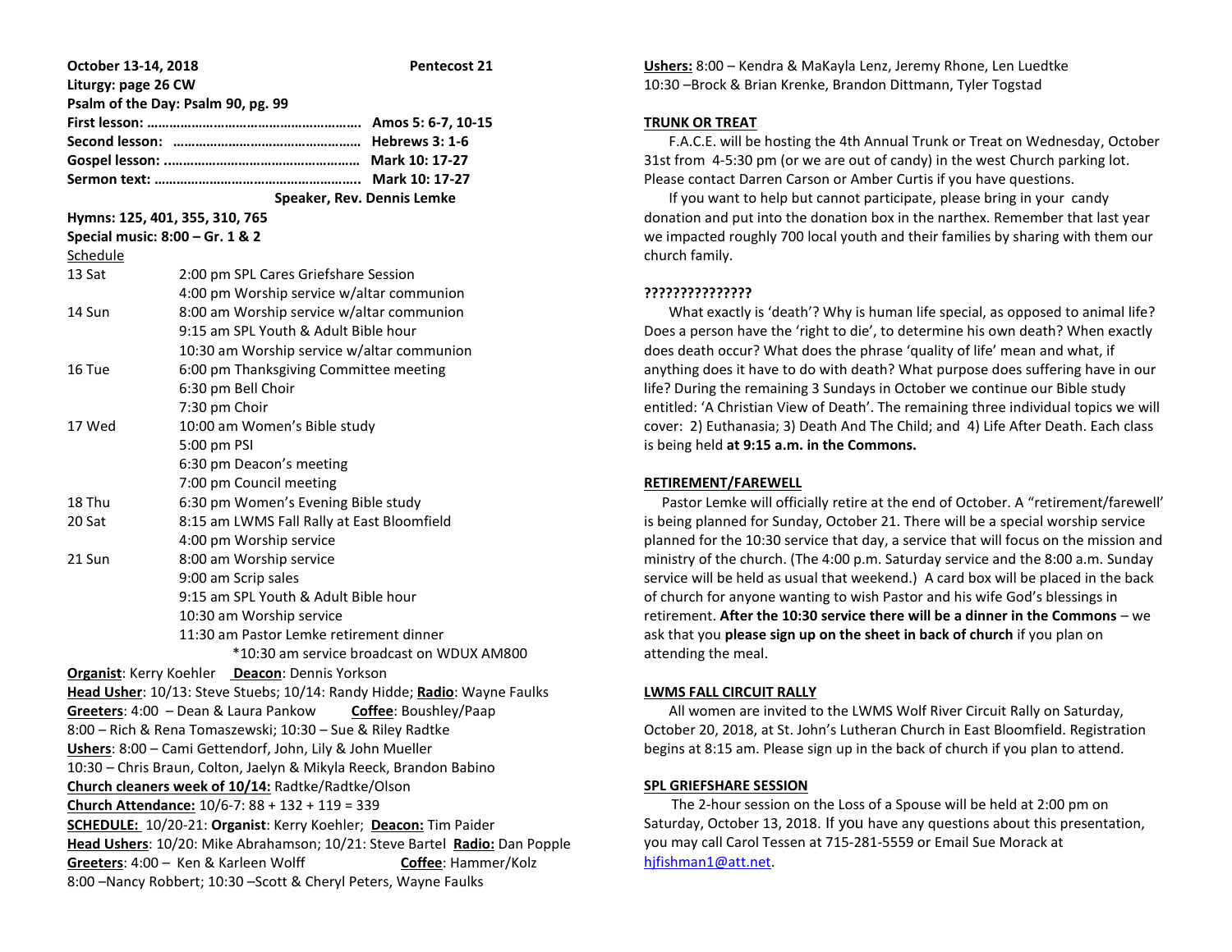**October 13-14, 2018** **Pentecost 21**

**Liturgy: page 26 CW**

**Psalm of the Day: Psalm 90, pg. 99**

**First lesson: ………………………………………………… Amos 5: 6-7, 10-15**

**Second lesson: …………………………………………… Hebrews 3: 1-6**

**Gospel lesson: ……………………………………………… Mark 10: 17-27**

**Sermon text: ………………………………………………… Mark 10: 17-27**

**Speaker, Rev. Dennis Lemke**

**Hymns: 125, 401, 355, 310, 765**

**Special music: 8:00 – Gr. 1 & 2**

Schedule

| | |
|---|---|
| 13 Sat | 2:00 pm SPL Cares Griefshare Session |
| | 4:00 pm Worship service w/altar communion |
| 14 Sun | 8:00 am Worship service w/altar communion |
| | 9:15 am SPL Youth & Adult Bible hour |
| | 10:30 am Worship service w/altar communion |
| 16 Tue | 6:00 pm Thanksgiving Committee meeting |
| | 6:30 pm Bell Choir |
| | 7:30 pm Choir |
| 17 Wed | 10:00 am Women's Bible study |
| | 5:00 pm PSI |
| | 6:30 pm Deacon's meeting |
| | 7:00 pm Council meeting |
| 18 Thu | 6:30 pm Women's Evening Bible study |
| 20 Sat | 8:15 am LWMS Fall Rally at East Bloomfield |
| | 4:00 pm Worship service |
| 21 Sun | 8:00 am Worship service |
| | 9:00 am Scrip sales |
| | 9:15 am SPL Youth & Adult Bible hour |
| | 10:30 am Worship service |
| | 11:30 am Pastor Lemke retirement dinner |
| | *10:30 am service broadcast on WDUX AM800 |

**Organist**: Kerry Koehler **Deacon**: Dennis Yorkson

**Head Usher**: 10/13: Steve Stuebs; 10/14: Randy Hidde; **Radio**: Wayne Faulks

**Greeters**: 4:00 – Dean & Laura Pankow **Coffee**: Boushley/Paap

8:00 – Rich & Rena Tomaszewski; 10:30 – Sue & Riley Radtke

**Ushers**: 8:00 – Cami Gettendorf, John, Lily & John Mueller

10:30 – Chris Braun, Colton, Jaelyn & Mikyla Reeck, Brandon Babino

**Church cleaners week of 10/14:** Radtke/Radtke/Olson

**Church Attendance:** 10/6-7: 88 + 132 + 119 = 339

**SCHEDULE:** 10/20-21: **Organist**: Kerry Koehler; **Deacon:** Tim Paider

**Head Ushers**: 10/20: Mike Abrahamson; 10/21: Steve Bartel **Radio:** Dan Popple

**Greeters**: 4:00 – Ken & Karleen Wolff **Coffee**: Hammer/Kolz

8:00 –Nancy Robbert; 10:30 –Scott & Cheryl Peters, Wayne Faulks

**Ushers:** 8:00 – Kendra & MaKayla Lenz, Jeremy Rhone, Len Luedtke

10:30 –Brock & Brian Krenke, Brandon Dittmann, Tyler Togstad

## TRUNK OR TREAT

F.A.C.E. will be hosting the 4th Annual Trunk or Treat on Wednesday, October 31st from 4-5:30 pm (or we are out of candy) in the west Church parking lot. Please contact Darren Carson or Amber Curtis if you have questions.

If you want to help but cannot participate, please bring in your candy donation and put into the donation box in the narthex. Remember that last year we impacted roughly 700 local youth and their families by sharing with them our church family.

## ??????????????

What exactly is 'death'? Why is human life special, as opposed to animal life? Does a person have the 'right to die', to determine his own death? When exactly does death occur? What does the phrase 'quality of life' mean and what, if anything does it have to do with death? What purpose does suffering have in our life? During the remaining 3 Sundays in October we continue our Bible study entitled: 'A Christian View of Death'. The remaining three individual topics we will cover: 2) Euthanasia; 3) Death And The Child; and 4) Life After Death. Each class is being held **at 9:15 a.m. in the Commons.**

## RETIREMENT/FAREWELL

Pastor Lemke will officially retire at the end of October. A "retirement/farewell' is being planned for Sunday, October 21. There will be a special worship service planned for the 10:30 service that day, a service that will focus on the mission and ministry of the church. (The 4:00 p.m. Saturday service and the 8:00 a.m. Sunday service will be held as usual that weekend.) A card box will be placed in the back of church for anyone wanting to wish Pastor and his wife God's blessings in retirement. **After the 10:30 service there will be a dinner in the Commons** – we ask that you **please sign up on the sheet in back of church** if you plan on attending the meal.

## LWMS FALL CIRCUIT RALLY

All women are invited to the LWMS Wolf River Circuit Rally on Saturday, October 20, 2018, at St. John's Lutheran Church in East Bloomfield. Registration begins at 8:15 am. Please sign up in the back of church if you plan to attend.

## SPL GRIEFSHARE SESSION

The 2-hour session on the Loss of a Spouse will be held at 2:00 pm on Saturday, October 13, 2018. If you have any questions about this presentation, you may call Carol Tessen at 715-281-5559 or Email Sue Morack at hjfishman1@att.net.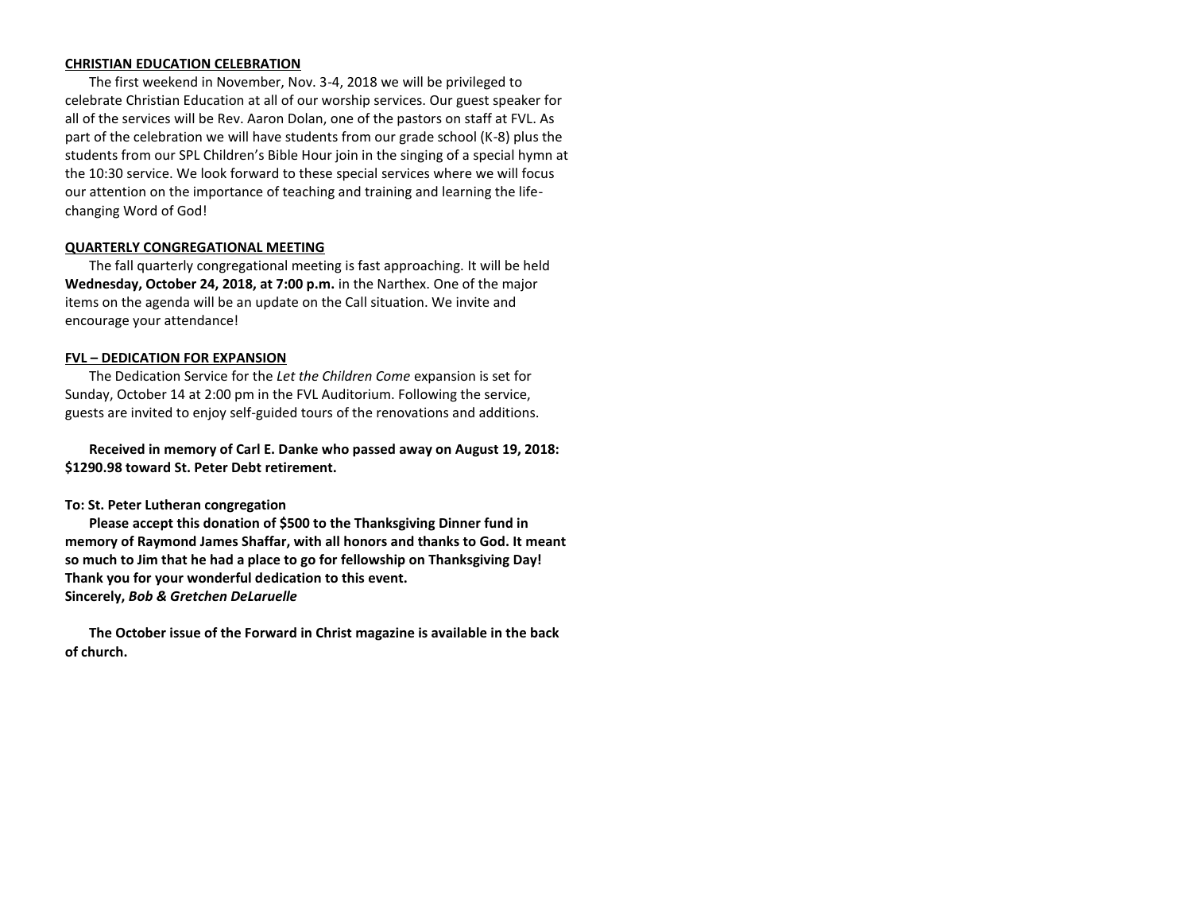**CHRISTIAN EDUCATION CELEBRATION**

The first weekend in November, Nov. 3-4, 2018 we will be privileged to celebrate Christian Education at all of our worship services. Our guest speaker for all of the services will be Rev. Aaron Dolan, one of the pastors on staff at FVL. As part of the celebration we will have students from our grade school (K-8) plus the students from our SPL Children's Bible Hour join in the singing of a special hymn at the 10:30 service. We look forward to these special services where we will focus our attention on the importance of teaching and training and learning the life-changing Word of God!

**QUARTERLY CONGREGATIONAL MEETING**

The fall quarterly congregational meeting is fast approaching. It will be held **Wednesday, October 24, 2018, at 7:00 p.m.** in the Narthex. One of the major items on the agenda will be an update on the Call situation. We invite and encourage your attendance!

**FVL – DEDICATION FOR EXPANSION**

The Dedication Service for the *Let the Children Come* expansion is set for Sunday, October 14 at 2:00 pm in the FVL Auditorium. Following the service, guests are invited to enjoy self-guided tours of the renovations and additions.

**Received in memory of Carl E. Danke who passed away on August 19, 2018: $1290.98 toward St. Peter Debt retirement.**

**To: St. Peter Lutheran congregation**

**Please accept this donation of $500 to the Thanksgiving Dinner fund in memory of Raymond James Shaffar, with all honors and thanks to God. It meant so much to Jim that he had a place to go for fellowship on Thanksgiving Day! Thank you for your wonderful dedication to this event.**
**Sincerely, *Bob & Gretchen DeLaruelle***

**The October issue of the Forward in Christ magazine is available in the back of church.**